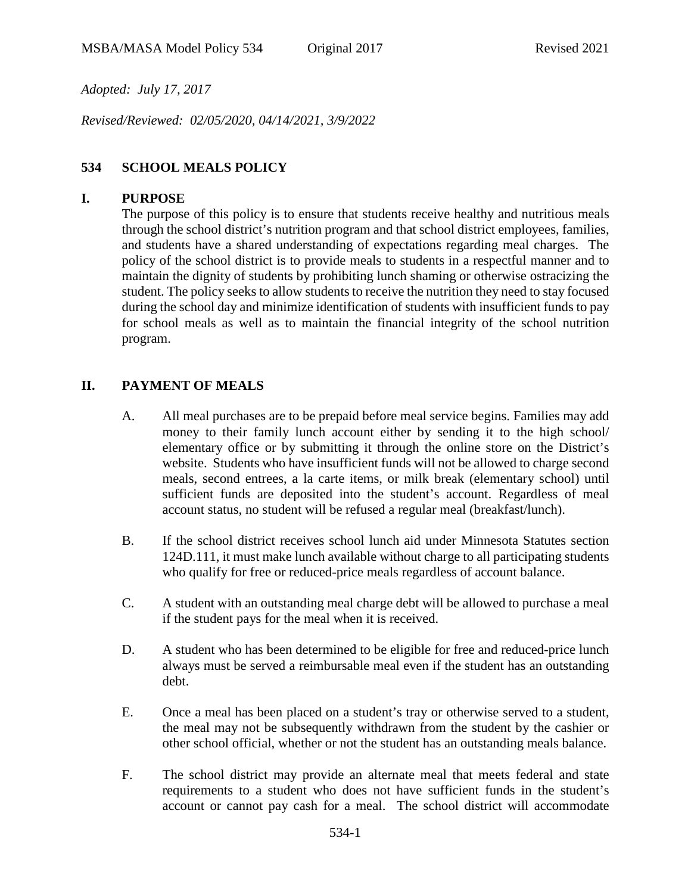MSBA/MASA Model Policy 534 Original 2017 Revised 2021

*Adopted: July 17, 2017*

*Revised/Reviewed: 02/05/2020, 04/14/2021, 3/9/2022*

# 534 SCHOOL MEALS POLICY

## I. PURPOSE

The purpose of this policy is to ensure that students receive healthy and nutritious meals through the school district's nutrition program and that school district employees, families, and students have a shared understanding of expectations regarding meal charges. The policy of the school district is to provide meals to students in a respectful manner and to maintain the dignity of students by prohibiting lunch shaming or otherwise ostracizing the student. The policy seeks to allow students to receive the nutrition they need to stay focused during the school day and minimize identification of students with insufficient funds to pay for school meals as well as to maintain the financial integrity of the school nutrition program.

## II. PAYMENT OF MEALS

A. All meal purchases are to be prepaid before meal service begins. Families may add money to their family lunch account either by sending it to the high school/ elementary office or by submitting it through the online store on the District's website. Students who have insufficient funds will not be allowed to charge second meals, second entrees, a la carte items, or milk break (elementary school) until sufficient funds are deposited into the student's account. Regardless of meal account status, no student will be refused a regular meal (breakfast/lunch).

B. If the school district receives school lunch aid under Minnesota Statutes section 124D.111, it must make lunch available without charge to all participating students who qualify for free or reduced-price meals regardless of account balance.

C. A student with an outstanding meal charge debt will be allowed to purchase a meal if the student pays for the meal when it is received.

D. A student who has been determined to be eligible for free and reduced-price lunch always must be served a reimbursable meal even if the student has an outstanding debt.

E. Once a meal has been placed on a student's tray or otherwise served to a student, the meal may not be subsequently withdrawn from the student by the cashier or other school official, whether or not the student has an outstanding meals balance.

F. The school district may provide an alternate meal that meets federal and state requirements to a student who does not have sufficient funds in the student's account or cannot pay cash for a meal. The school district will accommodate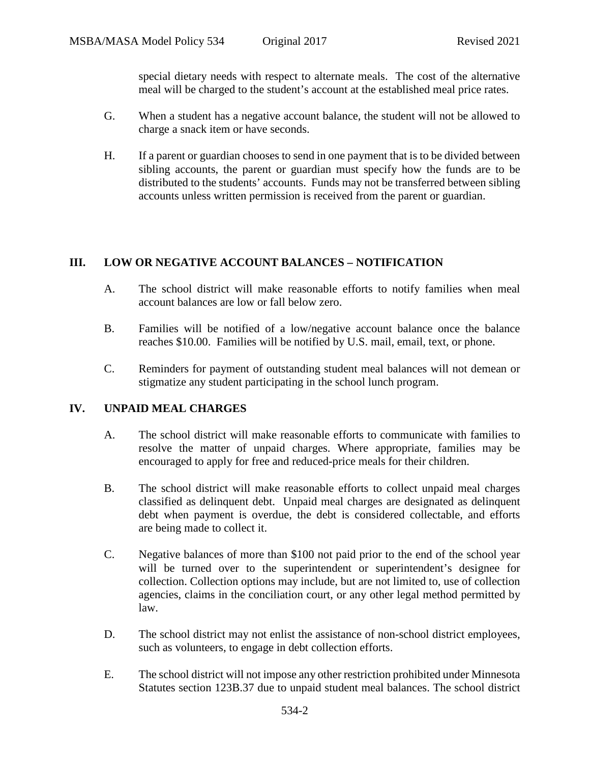special dietary needs with respect to alternate meals. The cost of the alternative meal will be charged to the student's account at the established meal price rates.

G. When a student has a negative account balance, the student will not be allowed to charge a snack item or have seconds.

H. If a parent or guardian chooses to send in one payment that is to be divided between sibling accounts, the parent or guardian must specify how the funds are to be distributed to the students' accounts. Funds may not be transferred between sibling accounts unless written permission is received from the parent or guardian.

## III. LOW OR NEGATIVE ACCOUNT BALANCES – NOTIFICATION

A. The school district will make reasonable efforts to notify families when meal account balances are low or fall below zero.

B. Families will be notified of a low/negative account balance once the balance reaches $10.00. Families will be notified by U.S. mail, email, text, or phone.

C. Reminders for payment of outstanding student meal balances will not demean or stigmatize any student participating in the school lunch program.

## IV. UNPAID MEAL CHARGES

A. The school district will make reasonable efforts to communicate with families to resolve the matter of unpaid charges. Where appropriate, families may be encouraged to apply for free and reduced-price meals for their children.

B. The school district will make reasonable efforts to collect unpaid meal charges classified as delinquent debt. Unpaid meal charges are designated as delinquent debt when payment is overdue, the debt is considered collectable, and efforts are being made to collect it.

C. Negative balances of more than $100 not paid prior to the end of the school year will be turned over to the superintendent or superintendent's designee for collection. Collection options may include, but are not limited to, use of collection agencies, claims in the conciliation court, or any other legal method permitted by law.

D. The school district may not enlist the assistance of non-school district employees, such as volunteers, to engage in debt collection efforts.

E. The school district will not impose any other restriction prohibited under Minnesota Statutes section 123B.37 due to unpaid student meal balances. The school district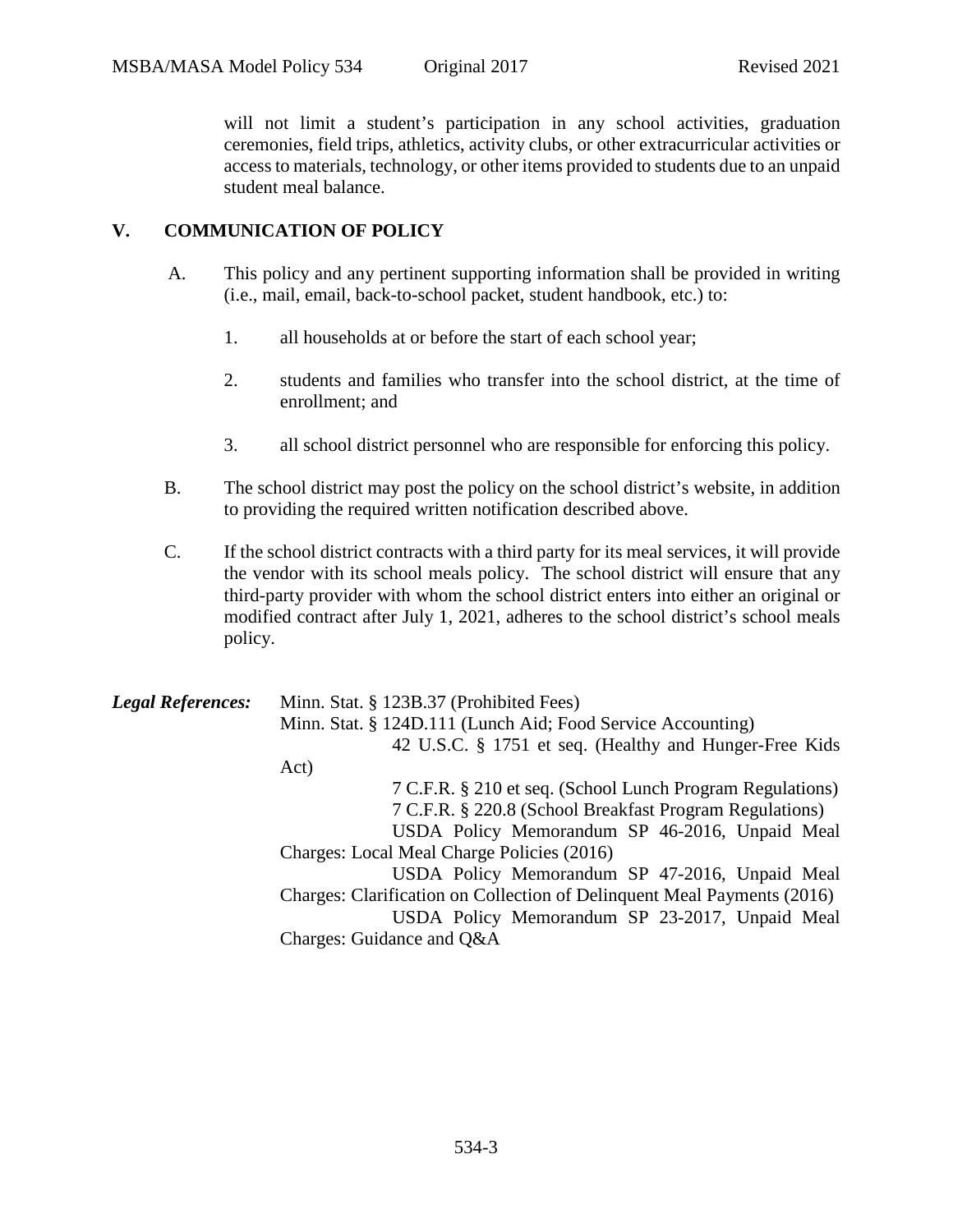will not limit a student's participation in any school activities, graduation ceremonies, field trips, athletics, activity clubs, or other extracurricular activities or access to materials, technology, or other items provided to students due to an unpaid student meal balance.

## V. COMMUNICATION OF POLICY

A. This policy and any pertinent supporting information shall be provided in writing (i.e., mail, email, back-to-school packet, student handbook, etc.) to:

1. all households at or before the start of each school year;

2. students and families who transfer into the school district, at the time of enrollment; and

3. all school district personnel who are responsible for enforcing this policy.

B. The school district may post the policy on the school district's website, in addition to providing the required written notification described above.

C. If the school district contracts with a third party for its meal services, it will provide the vendor with its school meals policy. The school district will ensure that any third-party provider with whom the school district enters into either an original or modified contract after July 1, 2021, adheres to the school district's school meals policy.

***Legal References:***

Minn. Stat. § 123B.37 (Prohibited Fees)
Minn. Stat. § 124D.111 (Lunch Aid; Food Service Accounting)
42 U.S.C. § 1751 et seq. (Healthy and Hunger-Free Kids Act)
7 C.F.R. § 210 et seq. (School Lunch Program Regulations)
7 C.F.R. § 220.8 (School Breakfast Program Regulations)
USDA Policy Memorandum SP 46-2016, Unpaid Meal Charges: Local Meal Charge Policies (2016)
USDA Policy Memorandum SP 47-2016, Unpaid Meal Charges: Clarification on Collection of Delinquent Meal Payments (2016)
USDA Policy Memorandum SP 23-2017, Unpaid Meal Charges: Guidance and Q&A